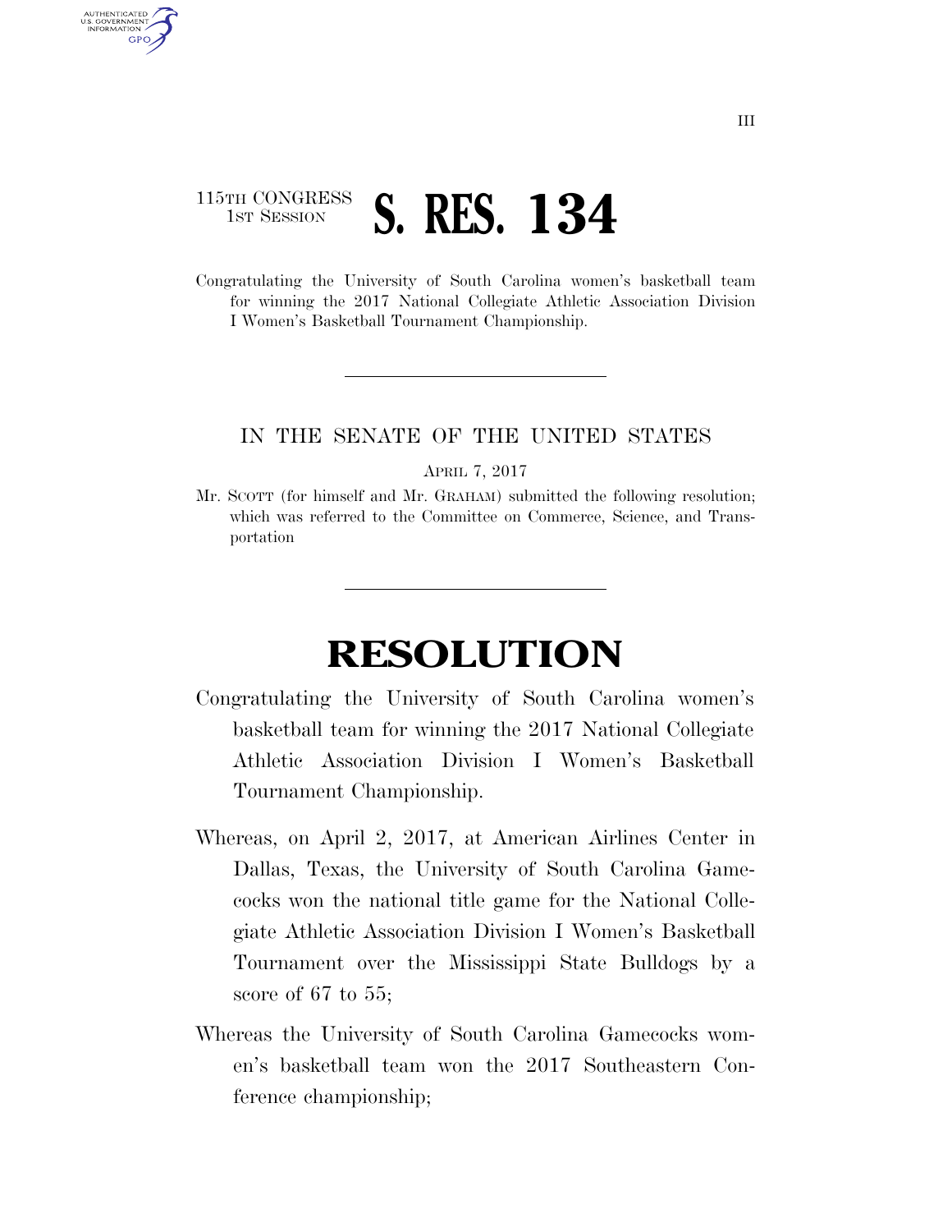115TH CONGRESS
1ST SESSION

# S. RES. 134

Congratulating the University of South Carolina women's basketball team for winning the 2017 National Collegiate Athletic Association Division I Women's Basketball Tournament Championship.

---

IN THE SENATE OF THE UNITED STATES

APRIL 7, 2017

Mr. SCOTT (for himself and Mr. GRAHAM) submitted the following resolution; which was referred to the Committee on Commerce, Science, and Transportation

---

# RESOLUTION

Congratulating the University of South Carolina women's basketball team for winning the 2017 National Collegiate Athletic Association Division I Women's Basketball Tournament Championship.

Whereas, on April 2, 2017, at American Airlines Center in Dallas, Texas, the University of South Carolina Gamecocks won the national title game for the National Collegiate Athletic Association Division I Women's Basketball Tournament over the Mississippi State Bulldogs by a score of 67 to 55;

Whereas the University of South Carolina Gamecocks women's basketball team won the 2017 Southeastern Conference championship;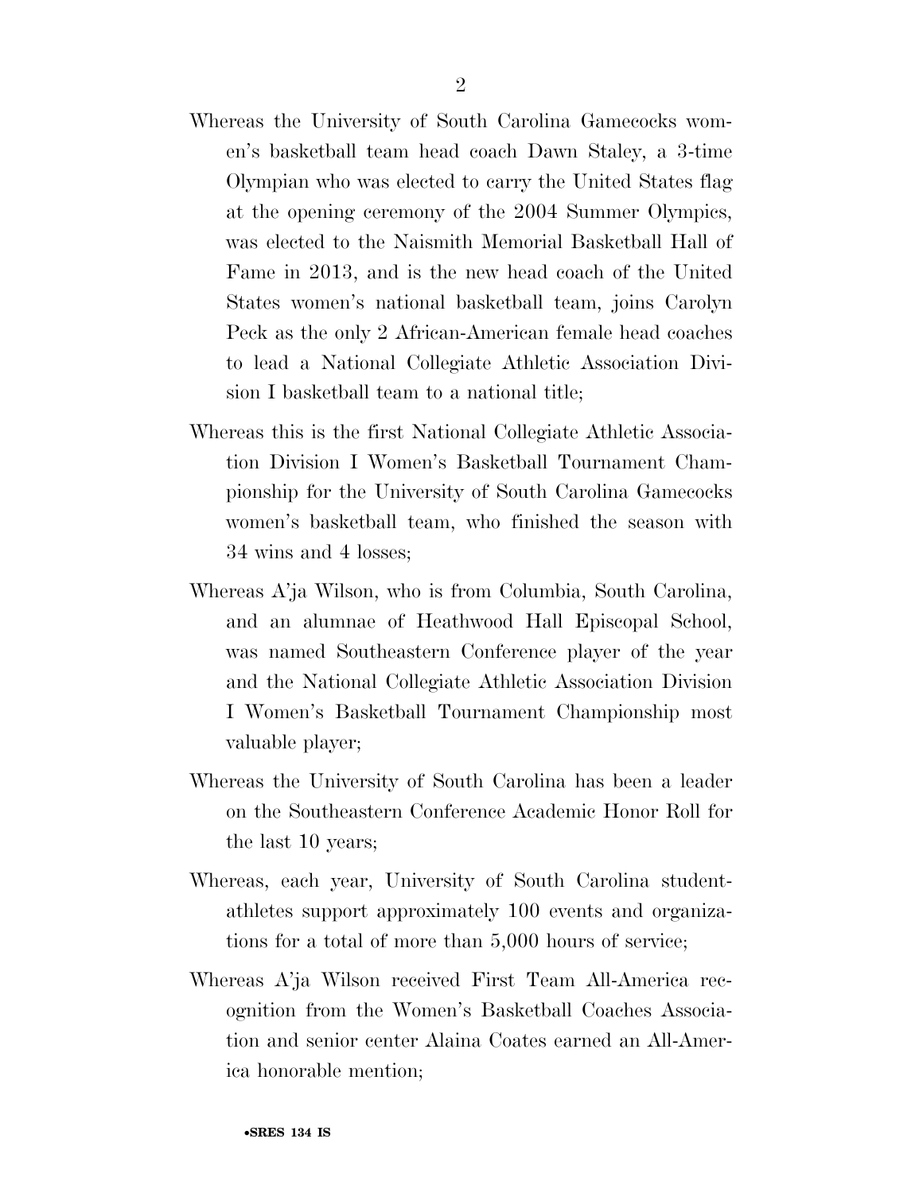Whereas the University of South Carolina Gamecocks women's basketball team head coach Dawn Staley, a 3-time Olympian who was elected to carry the United States flag at the opening ceremony of the 2004 Summer Olympics, was elected to the Naismith Memorial Basketball Hall of Fame in 2013, and is the new head coach of the United States women's national basketball team, joins Carolyn Peck as the only 2 African-American female head coaches to lead a National Collegiate Athletic Association Division I basketball team to a national title;

Whereas this is the first National Collegiate Athletic Association Division I Women's Basketball Tournament Championship for the University of South Carolina Gamecocks women's basketball team, who finished the season with 34 wins and 4 losses;

Whereas A'ja Wilson, who is from Columbia, South Carolina, and an alumnae of Heathwood Hall Episcopal School, was named Southeastern Conference player of the year and the National Collegiate Athletic Association Division I Women's Basketball Tournament Championship most valuable player;

Whereas the University of South Carolina has been a leader on the Southeastern Conference Academic Honor Roll for the last 10 years;

Whereas, each year, University of South Carolina student-athletes support approximately 100 events and organizations for a total of more than 5,000 hours of service;

Whereas A'ja Wilson received First Team All-America recognition from the Women's Basketball Coaches Association and senior center Alaina Coates earned an All-America honorable mention;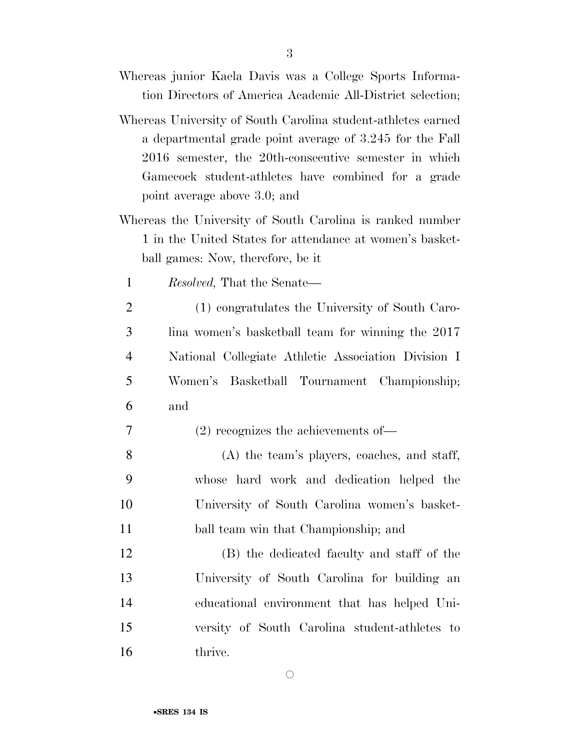Whereas junior Kaela Davis was a College Sports Information Directors of America Academic All-District selection;

Whereas University of South Carolina student-athletes earned a departmental grade point average of 3.245 for the Fall 2016 semester, the 20th-consecutive semester in which Gamecock student-athletes have combined for a grade point average above 3.0; and

Whereas the University of South Carolina is ranked number 1 in the United States for attendance at women's basketball games: Now, therefore, be it

1 *Resolved,* That the Senate—

2 (1) congratulates the University of South Caro-
3 lina women's basketball team for winning the 2017
4 National Collegiate Athletic Association Division I
5 Women's Basketball Tournament Championship;
6 and

7 (2) recognizes the achievements of—

8 (A) the team's players, coaches, and staff,
9 whose hard work and dedication helped the
10 University of South Carolina women's basket-
11 ball team win that Championship; and

12 (B) the dedicated faculty and staff of the
13 University of South Carolina for building an
14 educational environment that has helped Uni-
15 versity of South Carolina student-athletes to
16 thrive.

○